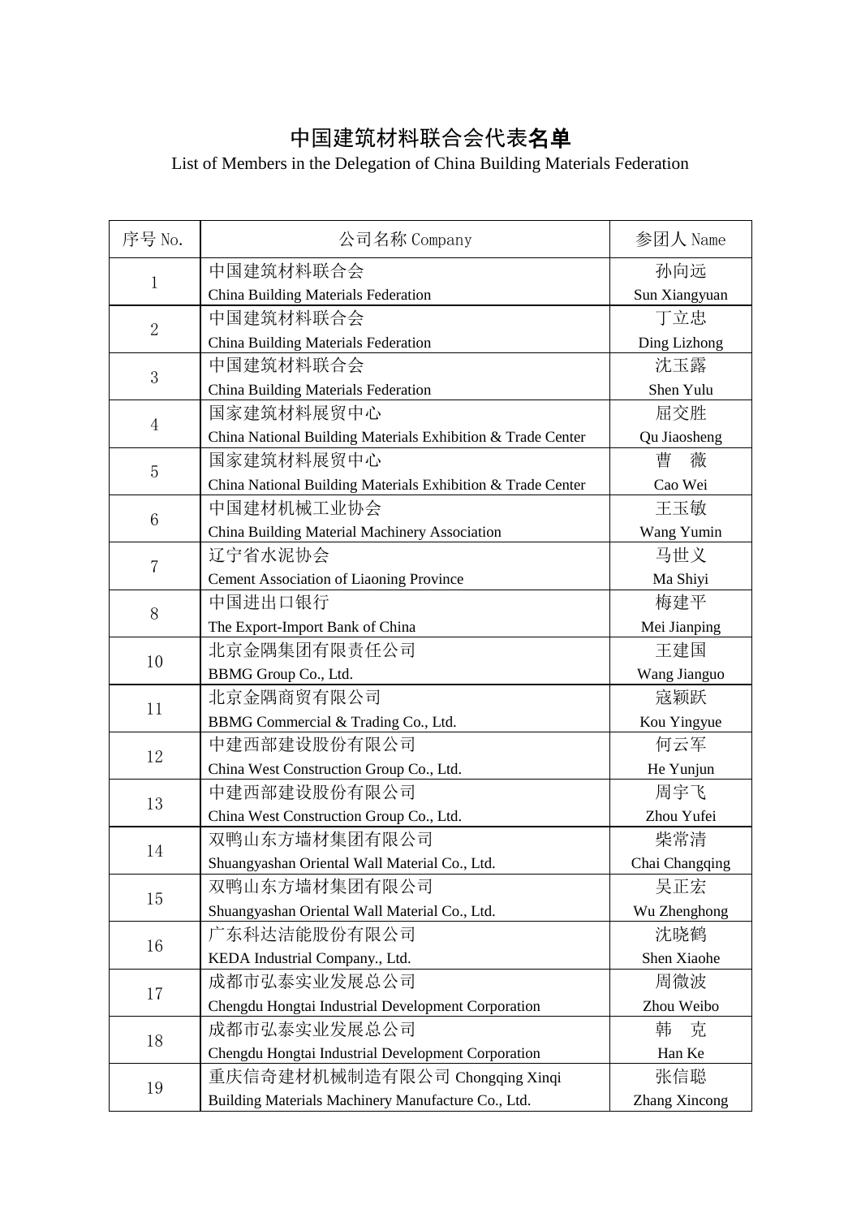# 中国建筑材料联合会代表名单

List of Members in the Delegation of China Building Materials Federation

| 序号 No. | 公司名称 Company | 参团人 Name |
|---|---|---|
| 1 | 中国建筑材料联合会<br>China Building Materials Federation | 孙向远<br>Sun Xiangyuan |
| 2 | 中国建筑材料联合会<br>China Building Materials Federation | 丁立忠<br>Ding Lizhong |
| 3 | 中国建筑材料联合会<br>China Building Materials Federation | 沈玉露<br>Shen Yulu |
| 4 | 国家建筑材料展贸中心<br>China National Building Materials Exhibition & Trade Center | 屈交胜<br>Qu Jiaosheng |
| 5 | 国家建筑材料展贸中心<br>China National Building Materials Exhibition & Trade Center | 曹　薇<br>Cao Wei |
| 6 | 中国建材机械工业协会<br>China Building Material Machinery Association | 王玉敏<br>Wang Yumin |
| 7 | 辽宁省水泥协会<br>Cement Association of Liaoning Province | 马世义<br>Ma Shiyi |
| 8 | 中国进出口银行<br>The Export-Import Bank of China | 梅建平<br>Mei Jianping |
| 10 | 北京金隅集团有限责任公司<br>BBMG Group Co., Ltd. | 王建国<br>Wang Jianguo |
| 11 | 北京金隅商贸有限公司<br>BBMG Commercial & Trading Co., Ltd. | 寇颖跃<br>Kou Yingyue |
| 12 | 中建西部建设股份有限公司<br>China West Construction Group Co., Ltd. | 何云军<br>He Yunjun |
| 13 | 中建西部建设股份有限公司<br>China West Construction Group Co., Ltd. | 周宇飞<br>Zhou Yufei |
| 14 | 双鸭山东方墙材集团有限公司<br>Shuangyashan Oriental Wall Material Co., Ltd. | 柴常清<br>Chai Changqing |
| 15 | 双鸭山东方墙材集团有限公司<br>Shuangyashan Oriental Wall Material Co., Ltd. | 吴正宏<br>Wu Zhenghong |
| 16 | 广东科达洁能股份有限公司<br>KEDA Industrial Company., Ltd. | 沈晓鹤<br>Shen Xiaohe |
| 17 | 成都市弘泰实业发展总公司<br>Chengdu Hongtai Industrial Development Corporation | 周微波<br>Zhou Weibo |
| 18 | 成都市弘泰实业发展总公司<br>Chengdu Hongtai Industrial Development Corporation | 韩　克<br>Han Ke |
| 19 | 重庆信奇建材机械制造有限公司 Chongqing Xinqi Building Materials Machinery Manufacture Co., Ltd. | 张信聪<br>Zhang Xincong |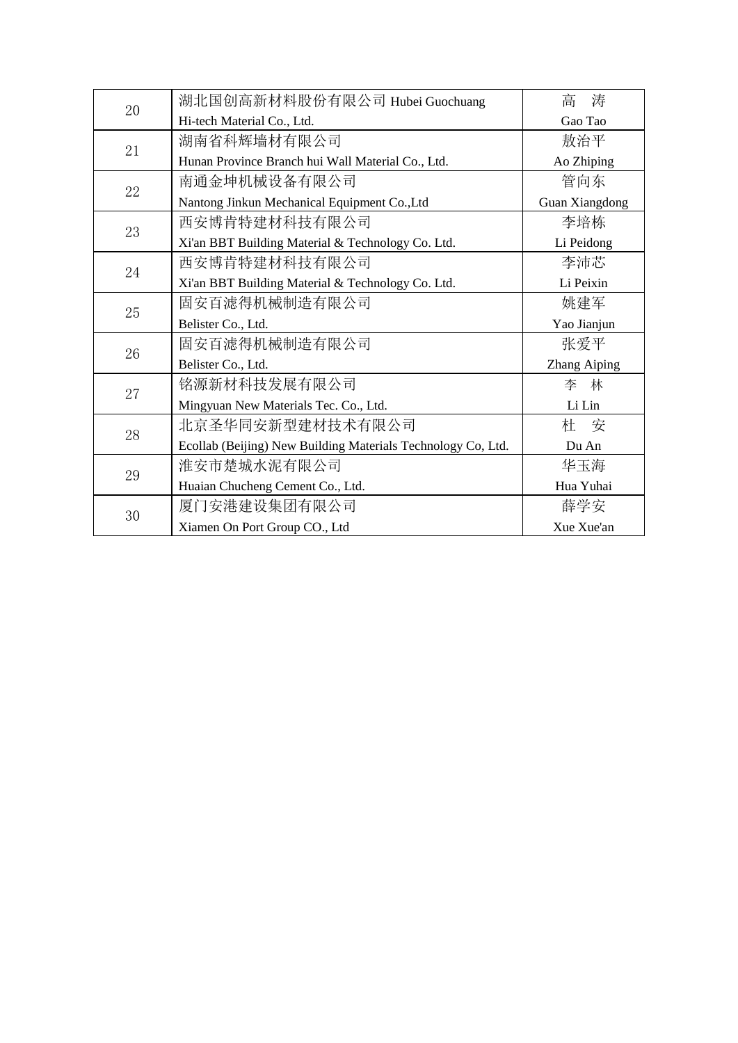| | | |
|---|---|---|
| 20 | 湖北国创高新材料股份有限公司 Hubei Guochuang Hi-tech Material Co., Ltd. | 高　涛<br>Gao Tao |
| 21 | 湖南省科辉墙材有限公司<br>Hunan Province Branch hui Wall Material Co., Ltd. | 敖治平<br>Ao Zhiping |
| 22 | 南通金坤机械设备有限公司<br>Nantong Jinkun Mechanical Equipment Co.,Ltd | 管向东<br>Guan Xiangdong |
| 23 | 西安博肯特建材科技有限公司<br>Xi'an BBT Building Material & Technology Co. Ltd. | 李培栋<br>Li Peidong |
| 24 | 西安博肯特建材科技有限公司<br>Xi'an BBT Building Material & Technology Co. Ltd. | 李沛芯<br>Li Peixin |
| 25 | 固安百滤得机械制造有限公司<br>Belister Co., Ltd. | 姚建军<br>Yao Jianjun |
| 26 | 固安百滤得机械制造有限公司<br>Belister Co., Ltd. | 张爱平<br>Zhang Aiping |
| 27 | 铭源新材科技发展有限公司<br>Mingyuan New Materials Tec. Co., Ltd. | 李　林<br>Li Lin |
| 28 | 北京圣华同安新型建材技术有限公司<br>Ecollab (Beijing) New Building Materials Technology Co, Ltd. | 杜　安<br>Du An |
| 29 | 淮安市楚城水泥有限公司<br>Huaian Chucheng Cement Co., Ltd. | 华玉海<br>Hua Yuhai |
| 30 | 厦门安港建设集团有限公司<br>Xiamen On Port Group CO., Ltd | 薛学安<br>Xue Xue'an |